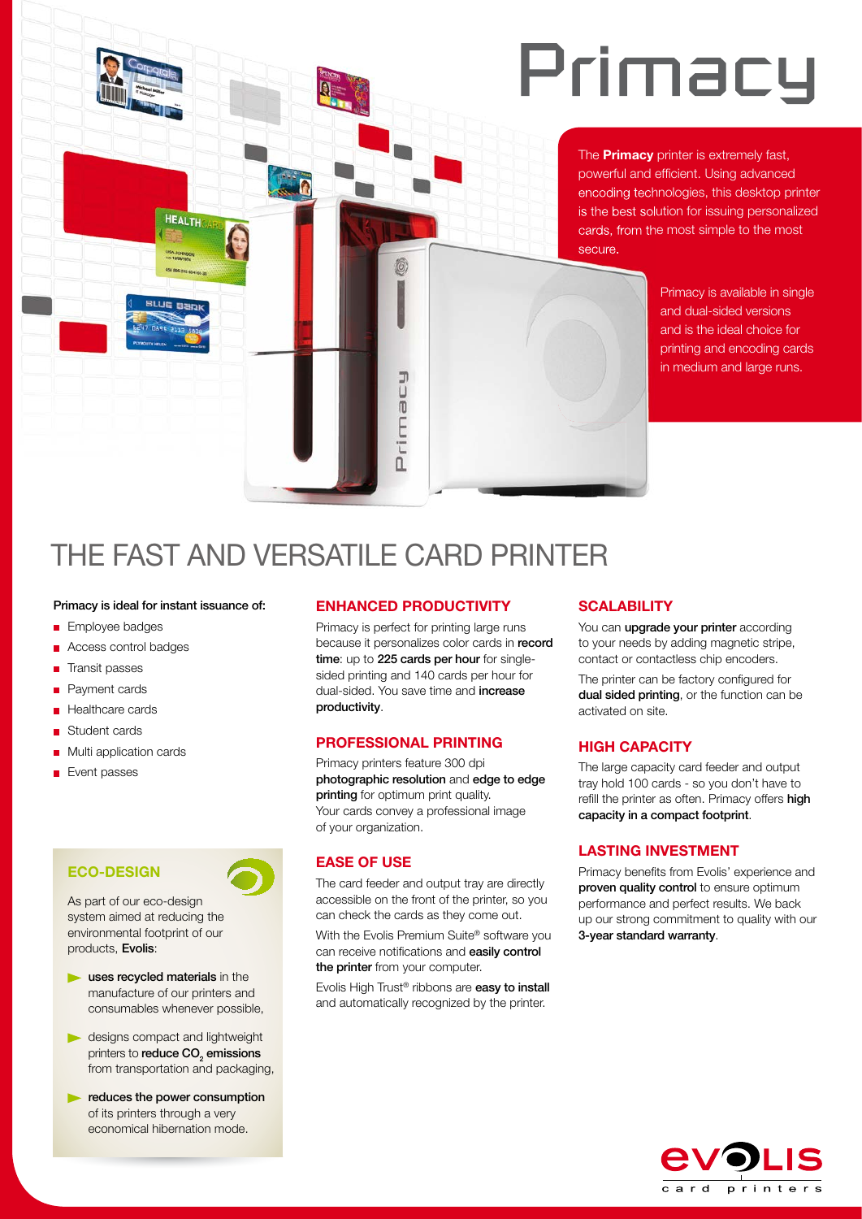# Primacy

The **Primacy** printer is extremely fast, powerful and efficient. Using advanced encoding technologies, this desktop printer is the best solution for issuing personalized cards, from the most simple to the most secure.

Primacy is available in single and dual-sided versions and is the ideal choice for printing and encoding cards in medium and large runs.

## THE FAST AND VERSATILE CARD PRINTER

Primacy is ideal for instant issuance of:

- Employee badges
- Access control badges
- Transit passes
- Payment cards
- Healthcare cards
- Student cards
- Multi application cards
- Event passes

### ECO-DESIGN

As part of our eco-design system aimed at reducing the environmental footprint of our products, **Evolis**:

- **uses recycled materials** in the manufacture of our printers and consumables whenever possible,
- designs compact and lightweight printers to **reduce $CO_2$ emissions** from transportation and packaging,
- **reduces the power consumption** of its printers through a very economical hibernation mode.

### ENHANCED PRODUCTIVITY

Primacy is perfect for printing large runs because it personalizes color cards in **record time**: up to **225 cards per hour** for single-sided printing and 140 cards per hour for dual-sided. You save time and **increase productivity**.

### PROFESSIONAL PRINTING

Primacy printers feature 300 dpi **photographic resolution** and **edge to edge printing** for optimum print quality. Your cards convey a professional image of your organization.

### EASE OF USE

The card feeder and output tray are directly accessible on the front of the printer, so you can check the cards as they come out.

With the Evolis Premium Suite® software you can receive notifications and **easily control the printer** from your computer.

Evolis High Trust® ribbons are **easy to install** and automatically recognized by the printer.

### SCALABILITY

You can **upgrade your printer** according to your needs by adding magnetic stripe, contact or contactless chip encoders.

The printer can be factory configured for **dual sided printing**, or the function can be activated on site.

### HIGH CAPACITY

The large capacity card feeder and output tray hold 100 cards - so you don't have to refill the printer as often. Primacy offers **high capacity in a compact footprint**.

### LASTING INVESTMENT

Primacy benefits from Evolis' experience and **proven quality control** to ensure optimum performance and perfect results. We back up our strong commitment to quality with our **3-year standard warranty**.

evolis card printers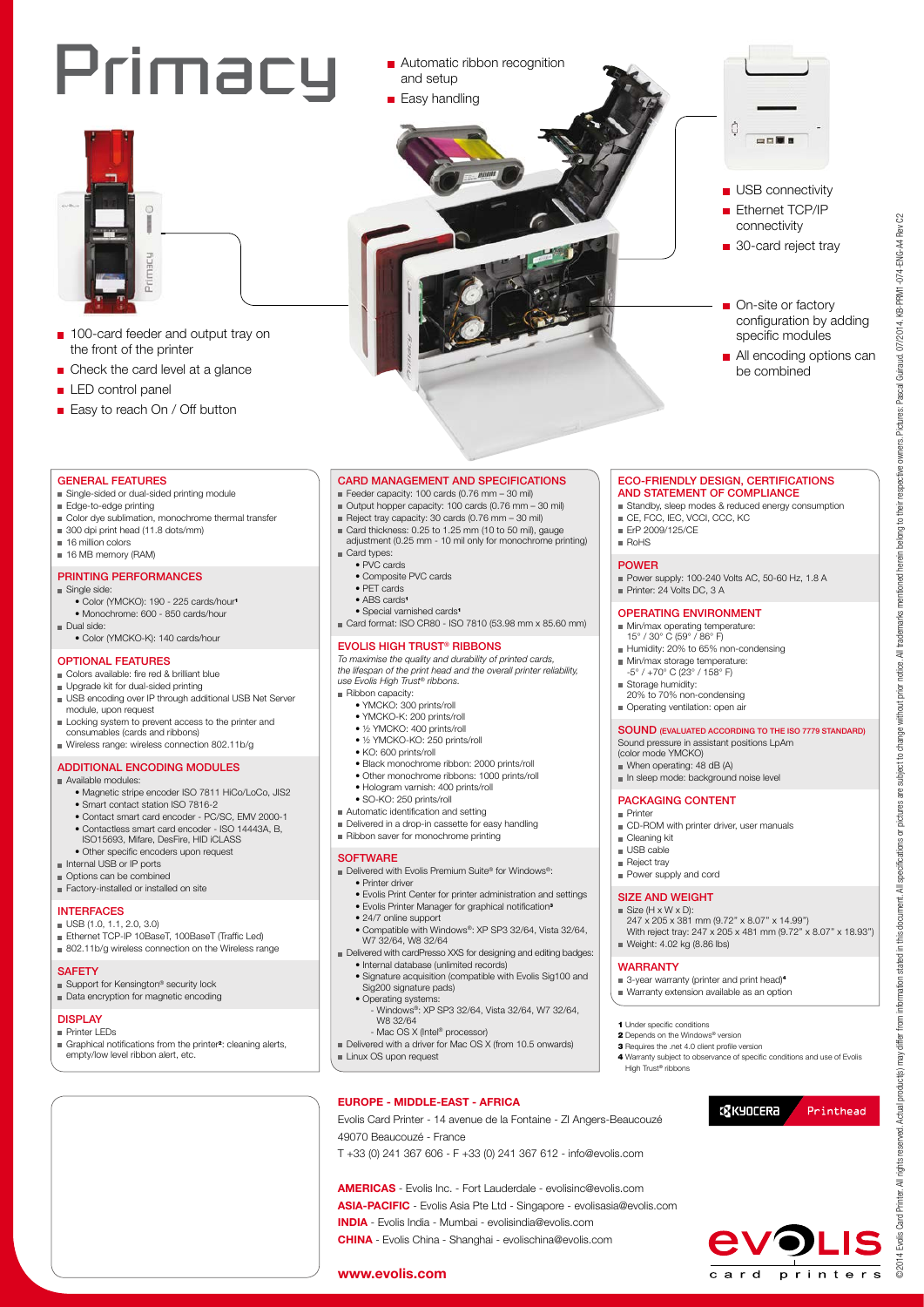# Primacy

- Automatic ribbon recognition and setup
- Easy handling

- USB connectivity
- Ethernet TCP/IP connectivity
- 30-card reject tray

- On-site or factory configuration by adding specific modules
- All encoding options can be combined

- 100-card feeder and output tray on the front of the printer
- Check the card level at a glance
- LED control panel
- Easy to reach On / Off button

## GENERAL FEATURES

- Single-sided or dual-sided printing module
- Edge-to-edge printing
- Color dye sublimation, monochrome thermal transfer
- 300 dpi print head (11.8 dots/mm)
- 16 million colors
- 16 MB memory (RAM)

## PRINTING PERFORMANCES

- Single side:
  - Color (YMCKO): 190 - 225 cards/hour[1]
  - Monochrome: 600 - 850 cards/hour
- Dual side:
  - Color (YMCKO-K): 140 cards/hour

## OPTIONAL FEATURES

- Colors available: fire red & brilliant blue
- Upgrade kit for dual-sided printing
- USB encoding over IP through additional USB Net Server module, upon request
- Locking system to prevent access to the printer and consumables (cards and ribbons)
- Wireless range: wireless connection 802.11b/g

## ADDITIONAL ENCODING MODULES

- Available modules:
  - Magnetic stripe encoder ISO 7811 HiCo/LoCo, JIS2
  - Smart contact station ISO 7816-2
  - Contact smart card encoder - PC/SC, EMV 2000-1
  - Contactless smart card encoder - ISO 14443A, B, ISO15693, Mifare, DesFire, HID iCLASS
  - Other specific encoders upon request
- Internal USB or IP ports
- Options can be combined
- Factory-installed or installed on site

## INTERFACES

- USB (1.0, 1.1, 2.0, 3.0)
- Ethernet TCP-IP 10BaseT, 100BaseT (Traffic Led)
- 802.11b/g wireless connection on the Wireless range

## SAFETY

- Support for Kensington® security lock
- Data encryption for magnetic encoding

## DISPLAY

- Printer LEDs
- Graphical notifications from the printer[2]: cleaning alerts, empty/low level ribbon alert, etc.

## CARD MANAGEMENT AND SPECIFICATIONS

- Feeder capacity: 100 cards (0.76 mm – 30 mil)
- Output hopper capacity: 100 cards (0.76 mm – 30 mil)
- Reject tray capacity: 30 cards (0.76 mm – 30 mil)
- Card thickness: 0.25 to 1.25 mm (10 to 50 mil), gauge adjustment (0.25 mm - 10 mil only for monochrome printing)
- Card types:
  - PVC cards
  - Composite PVC cards
  - PET cards
  - ABS cards[1]
  - Special varnished cards[1]
- Card format: ISO CR80 - ISO 7810 (53.98 mm x 85.60 mm)

## EVOLIS HIGH TRUST® RIBBONS

*To maximise the quality and durability of printed cards, the lifespan of the print head and the overall printer reliability, use Evolis High Trust® ribbons.*

- Ribbon capacity:
  - YMCKO: 300 prints/roll
  - YMCKO-K: 200 prints/roll
  - ½ YMCKO: 400 prints/roll
  - ½ YMCKO-KO: 250 prints/roll
  - KO: 600 prints/roll
  - Black monochrome ribbon: 2000 prints/roll
  - Other monochrome ribbons: 1000 prints/roll
  - Hologram varnish: 400 prints/roll
  - SO-KO: 250 prints/roll
- Automatic identification and setting
- Delivered in a drop-in cassette for easy handling
- Ribbon saver for monochrome printing

## SOFTWARE

- Delivered with Evolis Premium Suite® for Windows®:
  - Printer driver
  - Evolis Print Center for printer administration and settings
  - Evolis Printer Manager for graphical notification[3]
  - 24/7 online support
  - Compatible with Windows®: XP SP3 32/64, Vista 32/64, W7 32/64, W8 32/64
- Delivered with cardPresso XXS for designing and editing badges:
  - Internal database (unlimited records)
  - Signature acquisition (compatible with Evolis Sig100 and Sig200 signature pads)
  - Operating systems:
    - Windows®: XP SP3 32/64, Vista 32/64, W7 32/64, W8 32/64
    - Mac OS X (Intel® processor)
- Delivered with a driver for Mac OS X (from 10.5 onwards)
- Linux OS upon request

## ECO-FRIENDLY DESIGN, CERTIFICATIONS AND STATEMENT OF COMPLIANCE

- Standby, sleep modes & reduced energy consumption
- CE, FCC, IEC, VCCI, CCC, KC
- ErP 2009/125/CE
- RoHS

## POWER

- Power supply: 100-240 Volts AC, 50-60 Hz, 1.8 A
- Printer: 24 Volts DC, 3 A

## OPERATING ENVIRONMENT

- Min/max operating temperature: 15° / 30° C (59° / 86° F)
- Humidity: 20% to 65% non-condensing
- Min/max storage temperature: -5° / +70° C (23° / 158° F)
- Storage humidity: 20% to 70% non-condensing
- Operating ventilation: open air

## SOUND (EVALUATED ACCORDING TO THE ISO 7779 STANDARD)

Sound pressure in assistant positions LpAm (color mode YMCKO)

- When operating: 48 dB (A)
- In sleep mode: background noise level

## PACKAGING CONTENT

- Printer
- CD-ROM with printer driver, user manuals
- Cleaning kit
- USB cable
- Reject tray
- Power supply and cord

## SIZE AND WEIGHT

- Size (H x W x D): 247 x 205 x 381 mm (9.72" x 8.07" x 14.99")
  With reject tray: 247 x 205 x 481 mm (9.72" x 8.07" x 18.93")
- Weight: 4.02 kg (8.86 lbs)

## WARRANTY

- 3-year warranty (printer and print head)[4]
- Warranty extension available as an option

1 Under specific conditions
2 Depends on the Windows® version
3 Requires the .net 4.0 client profile version
4 Warranty subject to observance of specific conditions and use of Evolis High Trust® ribbons

KYOCERA Printhead

## EUROPE - MIDDLE-EAST - AFRICA

Evolis Card Printer - 14 avenue de la Fontaine - ZI Angers-Beaucouzé
49070 Beaucouzé - France
T +33 (0) 241 367 606 - F +33 (0) 241 367 612 - info@evolis.com

**AMERICAS** - Evolis Inc. - Fort Lauderdale - evolisinc@evolis.com
**ASIA-PACIFIC** - Evolis Asia Pte Ltd - Singapore - evolisasia@evolis.com
**INDIA** - Evolis India - Mumbai - evolisindia@evolis.com
**CHINA** - Evolis China - Shanghai - evolischina@evolis.com

**www.evolis.com**

evolis card printers

©2014 Evolis Card Printer. All rights reserved. Actual product(s) may differ from information stated in this document. All specifications or pictures are subject to change without prior notice. All trademarks mentioned herein belong to their respective owners. Pictures: Pascal Guiraud. 07/2014. KB-PRM1-074-ENG-A4 Rev C2